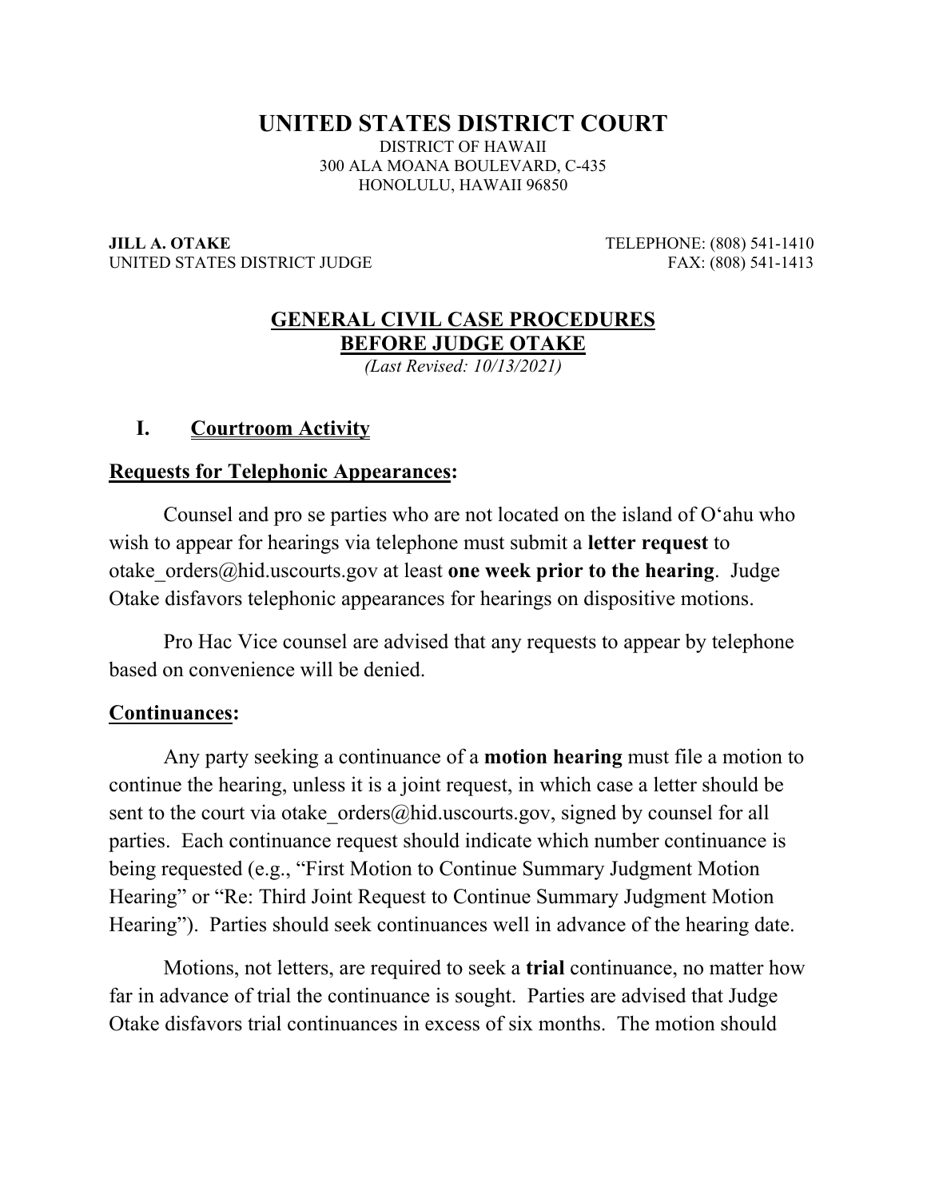# UNITED STATES DISTRICT COURT

DISTRICT OF HAWAII
300 ALA MOANA BOULEVARD, C-435
HONOLULU, HAWAII 96850

**JILL A. OTAKE**
UNITED STATES DISTRICT JUDGE

TELEPHONE: (808) 541-1410
FAX: (808) 541-1413

## GENERAL CIVIL CASE PROCEDURES BEFORE JUDGE OTAKE

*(Last Revised: 10/13/2021)*

## I. Courtroom Activity

### Requests for Telephonic Appearances:

Counsel and pro se parties who are not located on the island of O'ahu who wish to appear for hearings via telephone must submit a **letter request** to otake_orders@hid.uscourts.gov at least **one week prior to the hearing**. Judge Otake disfavors telephonic appearances for hearings on dispositive motions.

Pro Hac Vice counsel are advised that any requests to appear by telephone based on convenience will be denied.

### Continuances:

Any party seeking a continuance of a **motion hearing** must file a motion to continue the hearing, unless it is a joint request, in which case a letter should be sent to the court via otake_orders@hid.uscourts.gov, signed by counsel for all parties. Each continuance request should indicate which number continuance is being requested (e.g., "First Motion to Continue Summary Judgment Motion Hearing" or "Re: Third Joint Request to Continue Summary Judgment Motion Hearing"). Parties should seek continuances well in advance of the hearing date.

Motions, not letters, are required to seek a **trial** continuance, no matter how far in advance of trial the continuance is sought. Parties are advised that Judge Otake disfavors trial continuances in excess of six months. The motion should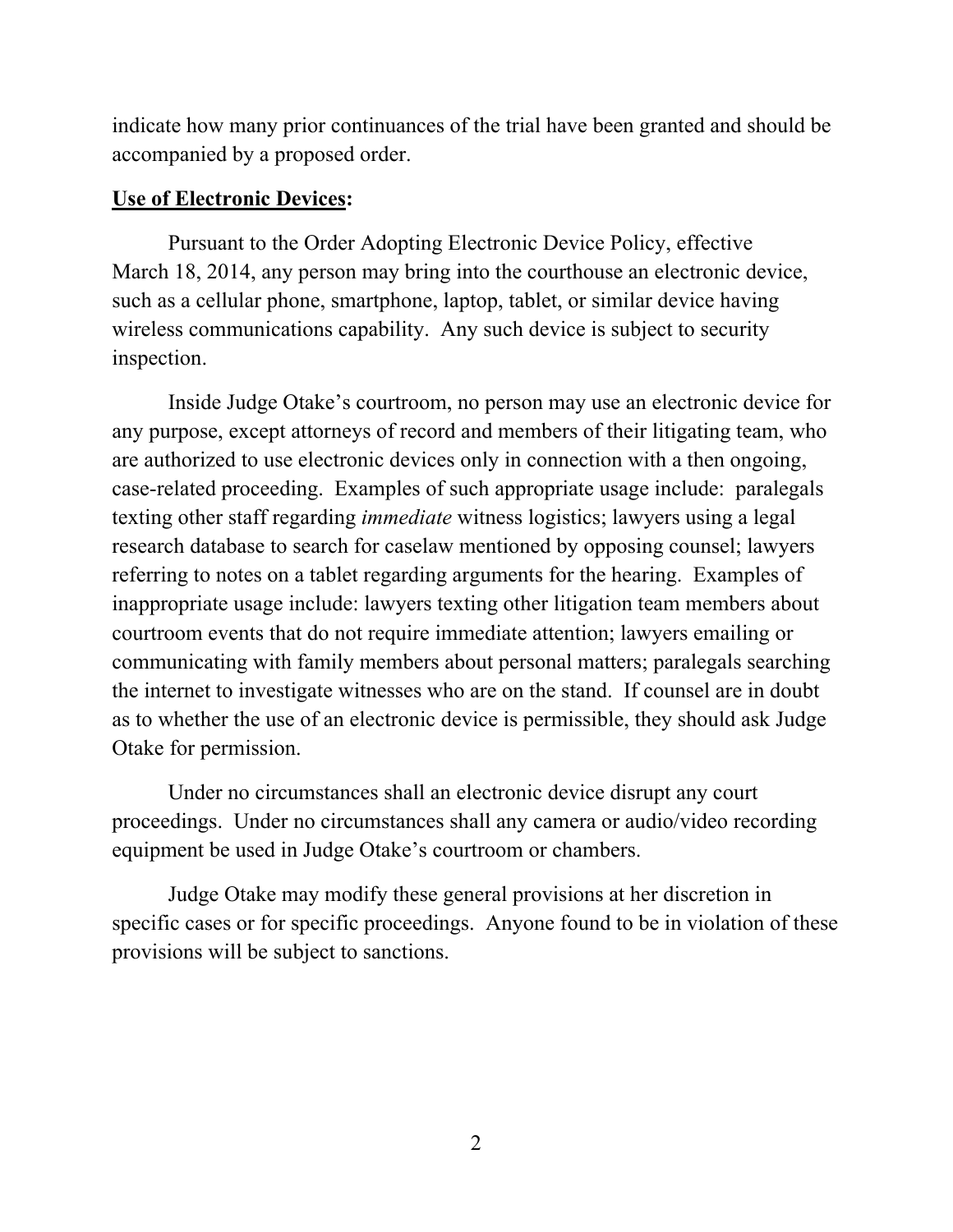indicate how many prior continuances of the trial have been granted and should be accompanied by a proposed order.

**Use of Electronic Devices:**

Pursuant to the Order Adopting Electronic Device Policy, effective March 18, 2014, any person may bring into the courthouse an electronic device, such as a cellular phone, smartphone, laptop, tablet, or similar device having wireless communications capability. Any such device is subject to security inspection.

Inside Judge Otake's courtroom, no person may use an electronic device for any purpose, except attorneys of record and members of their litigating team, who are authorized to use electronic devices only in connection with a then ongoing, case-related proceeding. Examples of such appropriate usage include: paralegals texting other staff regarding *immediate* witness logistics; lawyers using a legal research database to search for caselaw mentioned by opposing counsel; lawyers referring to notes on a tablet regarding arguments for the hearing. Examples of inappropriate usage include: lawyers texting other litigation team members about courtroom events that do not require immediate attention; lawyers emailing or communicating with family members about personal matters; paralegals searching the internet to investigate witnesses who are on the stand. If counsel are in doubt as to whether the use of an electronic device is permissible, they should ask Judge Otake for permission.

Under no circumstances shall an electronic device disrupt any court proceedings. Under no circumstances shall any camera or audio/video recording equipment be used in Judge Otake's courtroom or chambers.

Judge Otake may modify these general provisions at her discretion in specific cases or for specific proceedings. Anyone found to be in violation of these provisions will be subject to sanctions.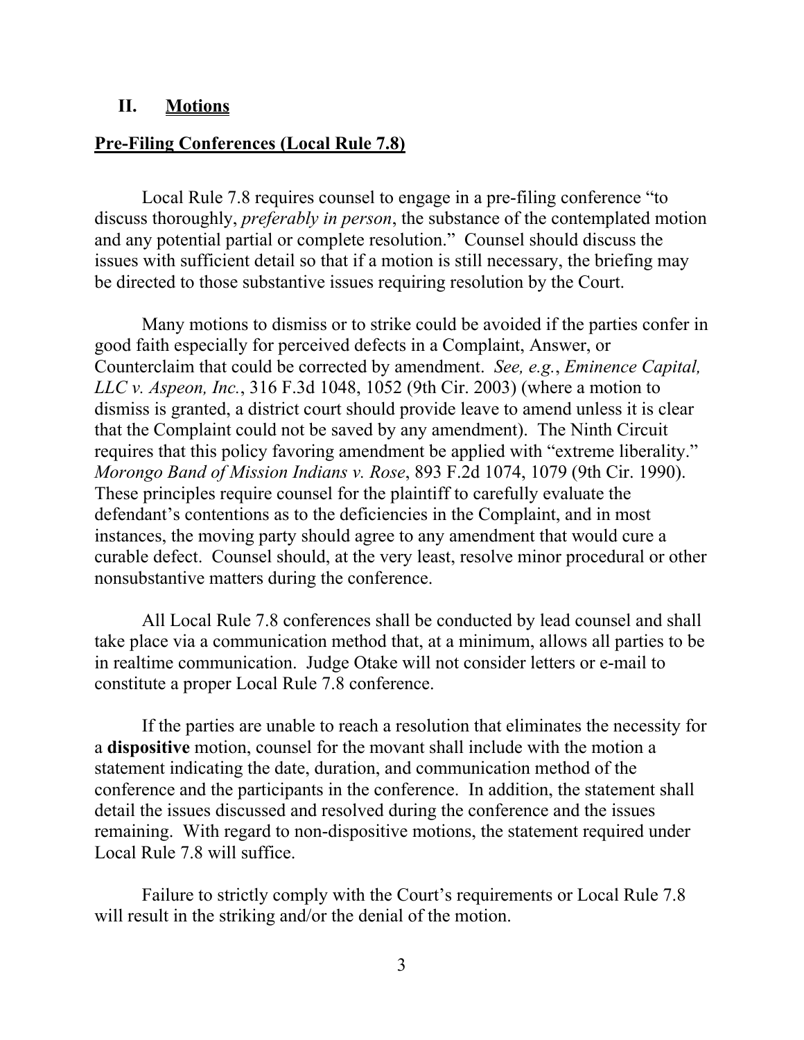## II. Motions

### Pre-Filing Conferences (Local Rule 7.8)

Local Rule 7.8 requires counsel to engage in a pre-filing conference "to discuss thoroughly, *preferably in person*, the substance of the contemplated motion and any potential partial or complete resolution." Counsel should discuss the issues with sufficient detail so that if a motion is still necessary, the briefing may be directed to those substantive issues requiring resolution by the Court.

Many motions to dismiss or to strike could be avoided if the parties confer in good faith especially for perceived defects in a Complaint, Answer, or Counterclaim that could be corrected by amendment. *See, e.g.*, *Eminence Capital, LLC v. Aspeon, Inc.*, 316 F.3d 1048, 1052 (9th Cir. 2003) (where a motion to dismiss is granted, a district court should provide leave to amend unless it is clear that the Complaint could not be saved by any amendment). The Ninth Circuit requires that this policy favoring amendment be applied with "extreme liberality." *Morongo Band of Mission Indians v. Rose*, 893 F.2d 1074, 1079 (9th Cir. 1990). These principles require counsel for the plaintiff to carefully evaluate the defendant's contentions as to the deficiencies in the Complaint, and in most instances, the moving party should agree to any amendment that would cure a curable defect. Counsel should, at the very least, resolve minor procedural or other nonsubstantive matters during the conference.

All Local Rule 7.8 conferences shall be conducted by lead counsel and shall take place via a communication method that, at a minimum, allows all parties to be in realtime communication. Judge Otake will not consider letters or e-mail to constitute a proper Local Rule 7.8 conference.

If the parties are unable to reach a resolution that eliminates the necessity for a **dispositive** motion, counsel for the movant shall include with the motion a statement indicating the date, duration, and communication method of the conference and the participants in the conference. In addition, the statement shall detail the issues discussed and resolved during the conference and the issues remaining. With regard to non-dispositive motions, the statement required under Local Rule 7.8 will suffice.

Failure to strictly comply with the Court's requirements or Local Rule 7.8 will result in the striking and/or the denial of the motion.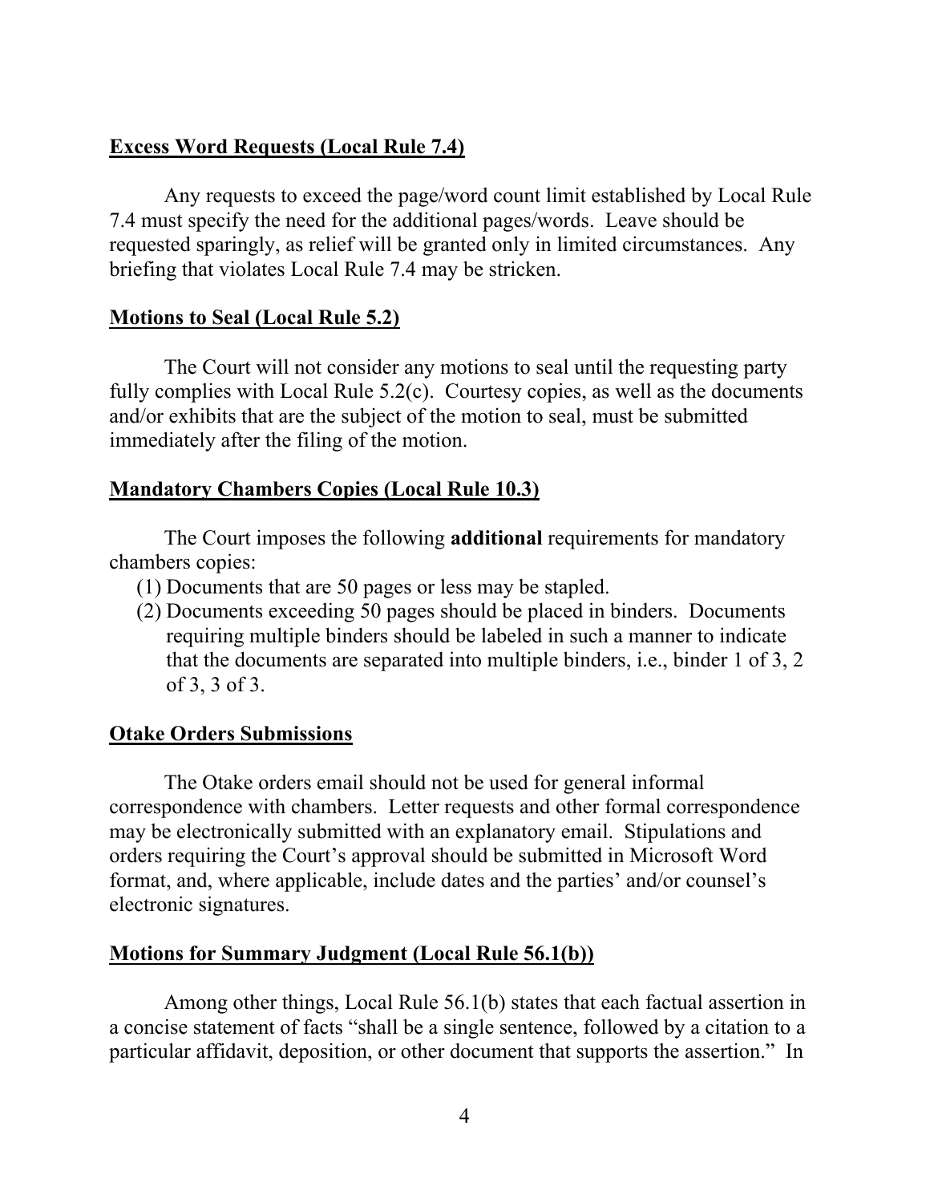**Excess Word Requests (Local Rule 7.4)**

Any requests to exceed the page/word count limit established by Local Rule 7.4 must specify the need for the additional pages/words. Leave should be requested sparingly, as relief will be granted only in limited circumstances. Any briefing that violates Local Rule 7.4 may be stricken.

**Motions to Seal (Local Rule 5.2)**

The Court will not consider any motions to seal until the requesting party fully complies with Local Rule 5.2(c). Courtesy copies, as well as the documents and/or exhibits that are the subject of the motion to seal, must be submitted immediately after the filing of the motion.

**Mandatory Chambers Copies (Local Rule 10.3)**

The Court imposes the following **additional** requirements for mandatory chambers copies:

(1) Documents that are 50 pages or less may be stapled.

(2) Documents exceeding 50 pages should be placed in binders. Documents requiring multiple binders should be labeled in such a manner to indicate that the documents are separated into multiple binders, i.e., binder 1 of 3, 2 of 3, 3 of 3.

**Otake Orders Submissions**

The Otake orders email should not be used for general informal correspondence with chambers. Letter requests and other formal correspondence may be electronically submitted with an explanatory email. Stipulations and orders requiring the Court's approval should be submitted in Microsoft Word format, and, where applicable, include dates and the parties' and/or counsel's electronic signatures.

**Motions for Summary Judgment (Local Rule 56.1(b))**

Among other things, Local Rule 56.1(b) states that each factual assertion in a concise statement of facts "shall be a single sentence, followed by a citation to a particular affidavit, deposition, or other document that supports the assertion." In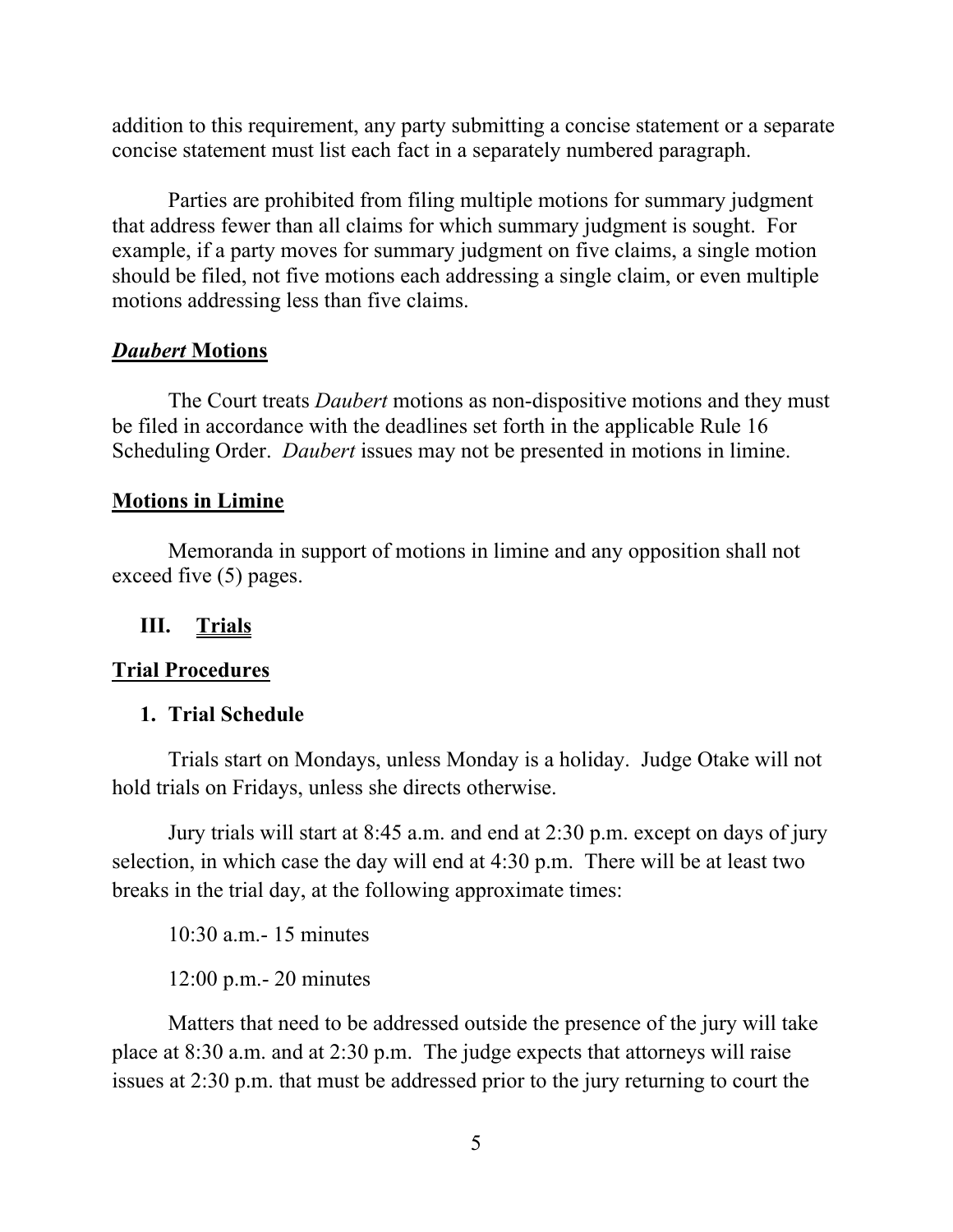addition to this requirement, any party submitting a concise statement or a separate concise statement must list each fact in a separately numbered paragraph.

Parties are prohibited from filing multiple motions for summary judgment that address fewer than all claims for which summary judgment is sought. For example, if a party moves for summary judgment on five claims, a single motion should be filed, not five motions each addressing a single claim, or even multiple motions addressing less than five claims.

### ***Daubert* Motions**

The Court treats *Daubert* motions as non-dispositive motions and they must be filed in accordance with the deadlines set forth in the applicable Rule 16 Scheduling Order. *Daubert* issues may not be presented in motions in limine.

### **Motions in Limine**

Memoranda in support of motions in limine and any opposition shall not exceed five (5) pages.

## III. Trials

### **Trial Procedures**

#### 1. Trial Schedule

Trials start on Mondays, unless Monday is a holiday. Judge Otake will not hold trials on Fridays, unless she directs otherwise.

Jury trials will start at 8:45 a.m. and end at 2:30 p.m. except on days of jury selection, in which case the day will end at 4:30 p.m. There will be at least two breaks in the trial day, at the following approximate times:

10:30 a.m.- 15 minutes

12:00 p.m.- 20 minutes

Matters that need to be addressed outside the presence of the jury will take place at 8:30 a.m. and at 2:30 p.m. The judge expects that attorneys will raise issues at 2:30 p.m. that must be addressed prior to the jury returning to court the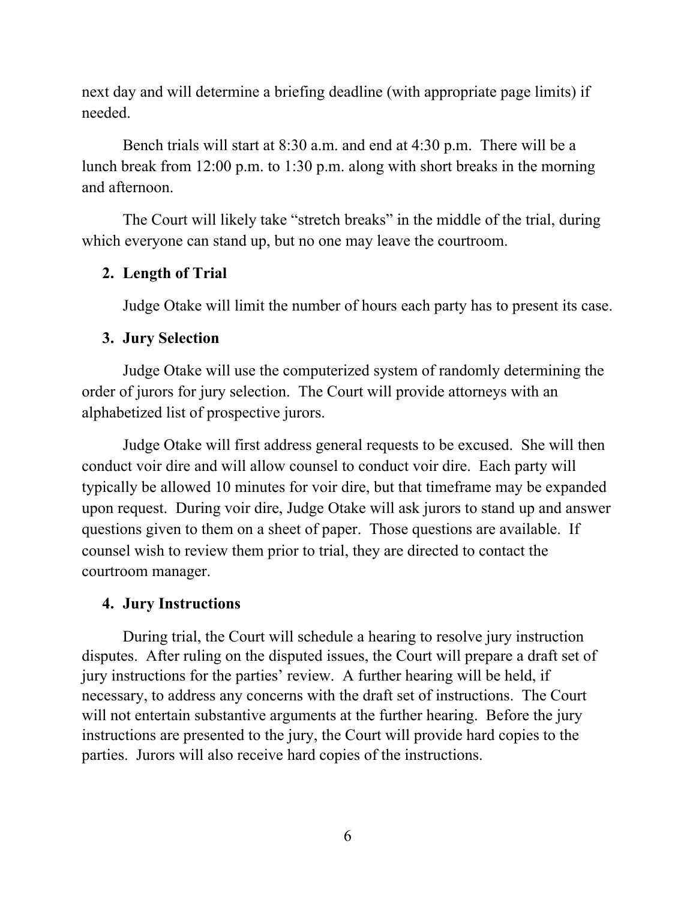next day and will determine a briefing deadline (with appropriate page limits) if needed.

Bench trials will start at 8:30 a.m. and end at 4:30 p.m. There will be a lunch break from 12:00 p.m. to 1:30 p.m. along with short breaks in the morning and afternoon.

The Court will likely take “stretch breaks” in the middle of the trial, during which everyone can stand up, but no one may leave the courtroom.

**2. Length of Trial**

Judge Otake will limit the number of hours each party has to present its case.

**3. Jury Selection**

Judge Otake will use the computerized system of randomly determining the order of jurors for jury selection. The Court will provide attorneys with an alphabetized list of prospective jurors.

Judge Otake will first address general requests to be excused. She will then conduct voir dire and will allow counsel to conduct voir dire. Each party will typically be allowed 10 minutes for voir dire, but that timeframe may be expanded upon request. During voir dire, Judge Otake will ask jurors to stand up and answer questions given to them on a sheet of paper. Those questions are available. If counsel wish to review them prior to trial, they are directed to contact the courtroom manager.

**4. Jury Instructions**

During trial, the Court will schedule a hearing to resolve jury instruction disputes. After ruling on the disputed issues, the Court will prepare a draft set of jury instructions for the parties' review. A further hearing will be held, if necessary, to address any concerns with the draft set of instructions. The Court will not entertain substantive arguments at the further hearing. Before the jury instructions are presented to the jury, the Court will provide hard copies to the parties. Jurors will also receive hard copies of the instructions.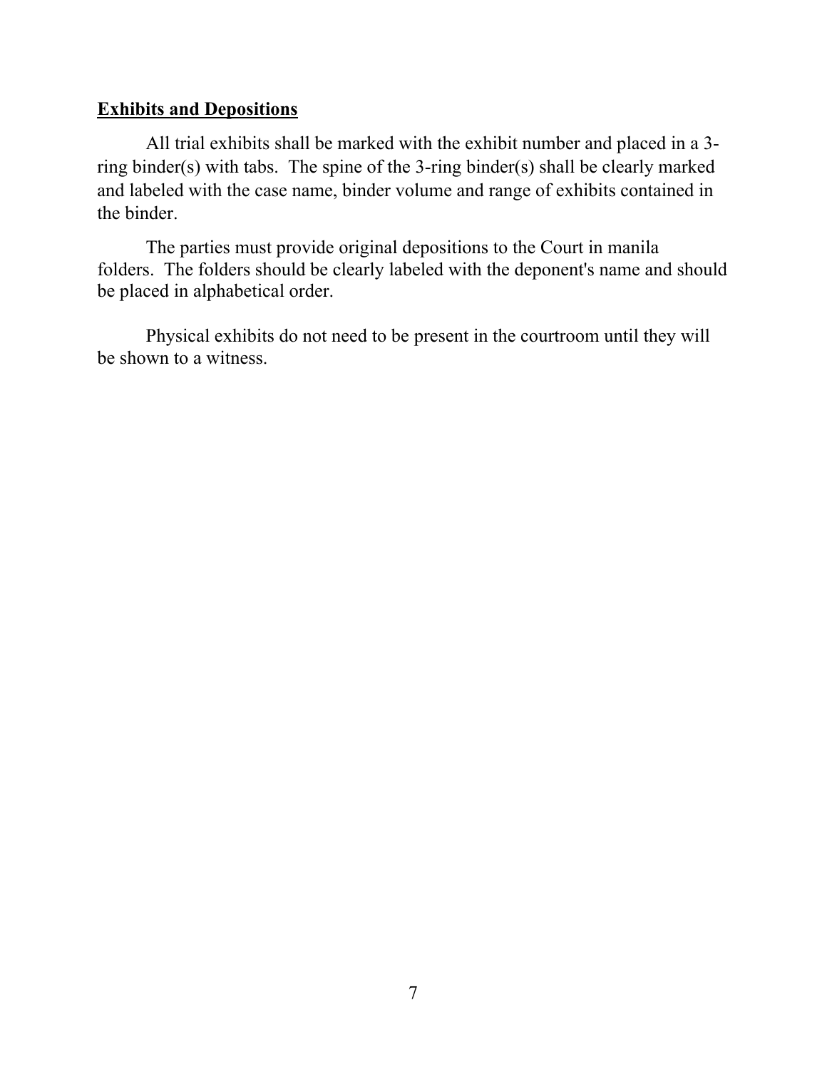**Exhibits and Depositions**

All trial exhibits shall be marked with the exhibit number and placed in a 3-ring binder(s) with tabs. The spine of the 3-ring binder(s) shall be clearly marked and labeled with the case name, binder volume and range of exhibits contained in the binder.

The parties must provide original depositions to the Court in manila folders. The folders should be clearly labeled with the deponent's name and should be placed in alphabetical order.

Physical exhibits do not need to be present in the courtroom until they will be shown to a witness.